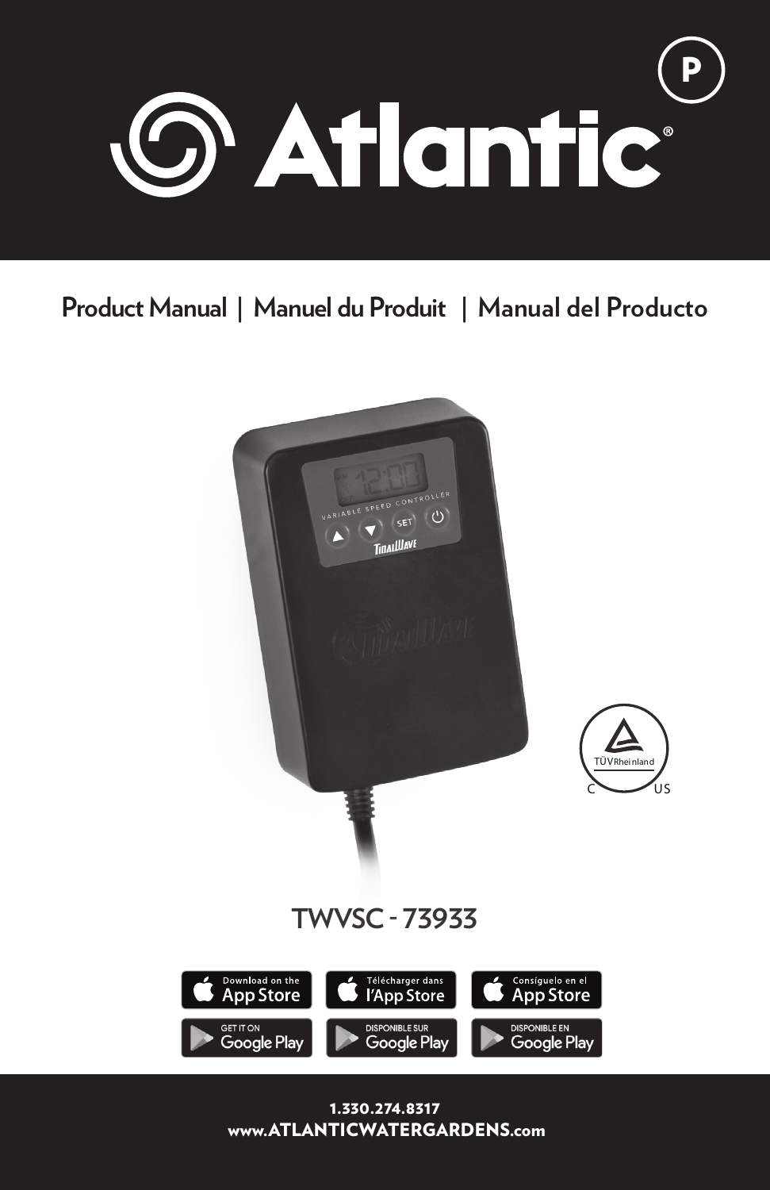# Atlantic®

P

Product Manual | Manuel du Produit | Manual del Producto

TWVSC - 73933

Download on the App Store | Télécharger dans l'App Store | Consíguelo en el App Store

GET IT ON Google Play | DISPONIBLE SUR Google Play | DISPONIBLE EN Google Play

1.330.274.8317

www.ATLANTICWATERGARDENS.com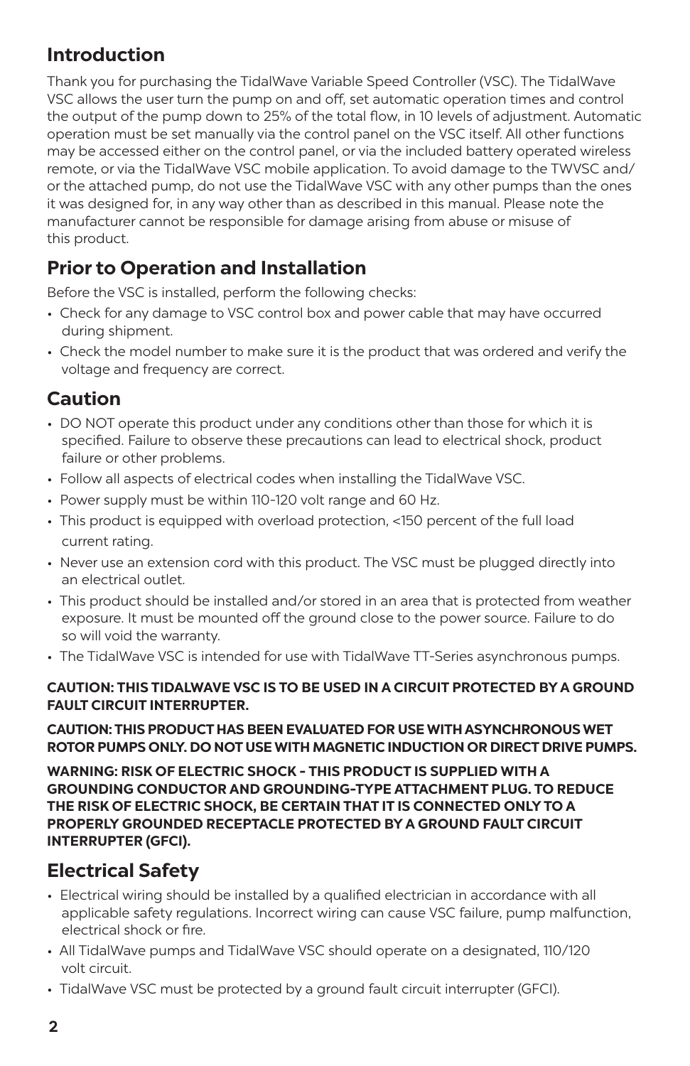## Introduction

Thank you for purchasing the TidalWave Variable Speed Controller (VSC). The TidalWave VSC allows the user turn the pump on and off, set automatic operation times and control the output of the pump down to 25% of the total flow, in 10 levels of adjustment. Automatic operation must be set manually via the control panel on the VSC itself. All other functions may be accessed either on the control panel, or via the included battery operated wireless remote, or via the TidalWave VSC mobile application. To avoid damage to the TWVSC and/or the attached pump, do not use the TidalWave VSC with any other pumps than the ones it was designed for, in any way other than as described in this manual. Please note the manufacturer cannot be responsible for damage arising from abuse or misuse of this product.

## Prior to Operation and Installation

Before the VSC is installed, perform the following checks:

- Check for any damage to VSC control box and power cable that may have occurred during shipment.
- Check the model number to make sure it is the product that was ordered and verify the voltage and frequency are correct.

## Caution

- DO NOT operate this product under any conditions other than those for which it is specified. Failure to observe these precautions can lead to electrical shock, product failure or other problems.
- Follow all aspects of electrical codes when installing the TidalWave VSC.
- Power supply must be within 110-120 volt range and 60 Hz.
- This product is equipped with overload protection, <150 percent of the full load current rating.
- Never use an extension cord with this product. The VSC must be plugged directly into an electrical outlet.
- This product should be installed and/or stored in an area that is protected from weather exposure. It must be mounted off the ground close to the power source. Failure to do so will void the warranty.
- The TidalWave VSC is intended for use with TidalWave TT-Series asynchronous pumps.

**CAUTION: THIS TIDALWAVE VSC IS TO BE USED IN A CIRCUIT PROTECTED BY A GROUND FAULT CIRCUIT INTERRUPTER.**

**CAUTION: THIS PRODUCT HAS BEEN EVALUATED FOR USE WITH ASYNCHRONOUS WET ROTOR PUMPS ONLY. DO NOT USE WITH MAGNETIC INDUCTION OR DIRECT DRIVE PUMPS.**

**WARNING: RISK OF ELECTRIC SHOCK - THIS PRODUCT IS SUPPLIED WITH A GROUNDING CONDUCTOR AND GROUNDING-TYPE ATTACHMENT PLUG. TO REDUCE THE RISK OF ELECTRIC SHOCK, BE CERTAIN THAT IT IS CONNECTED ONLY TO A PROPERLY GROUNDED RECEPTACLE PROTECTED BY A GROUND FAULT CIRCUIT INTERRUPTER (GFCI).**

## Electrical Safety

- Electrical wiring should be installed by a qualified electrician in accordance with all applicable safety regulations. Incorrect wiring can cause VSC failure, pump malfunction, electrical shock or fire.
- All TidalWave pumps and TidalWave VSC should operate on a designated, 110/120 volt circuit.
- TidalWave VSC must be protected by a ground fault circuit interrupter (GFCI).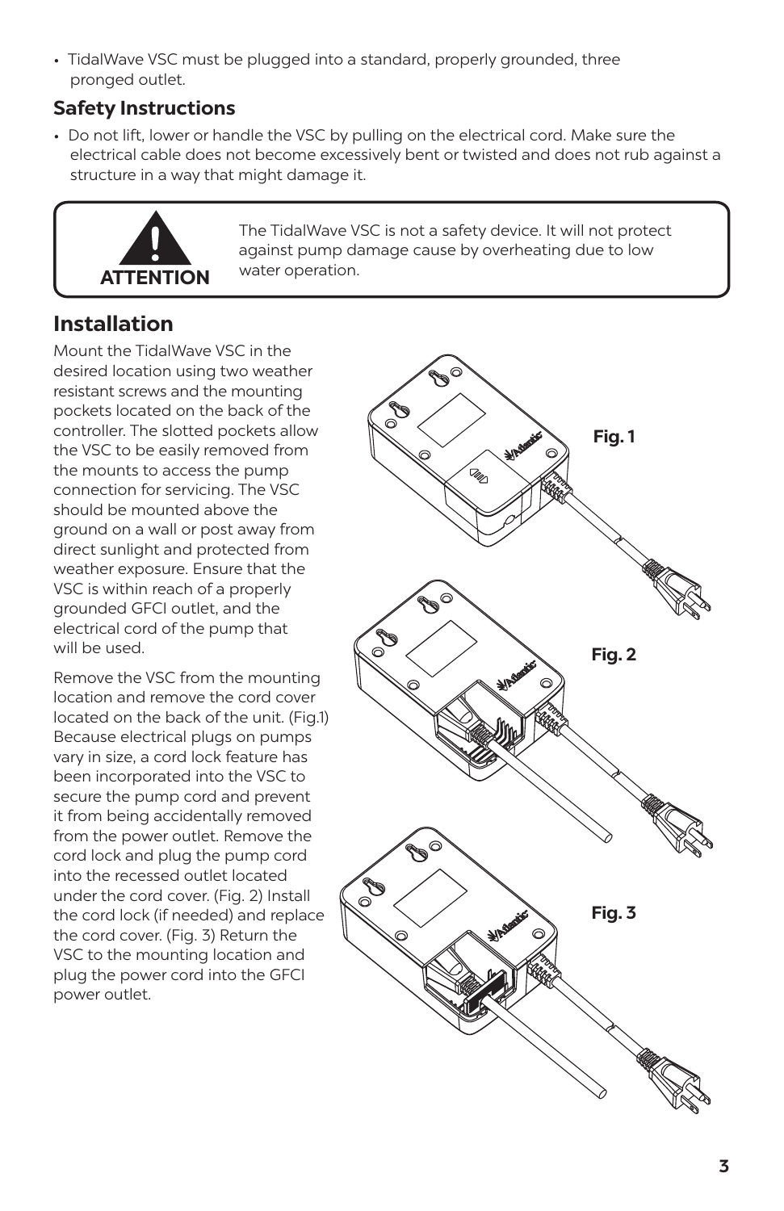- TidalWave VSC must be plugged into a standard, properly grounded, three pronged outlet.

## Safety Instructions

- Do not lift, lower or handle the VSC by pulling on the electrical cord. Make sure the electrical cable does not become excessively bent or twisted and does not rub against a structure in a way that might damage it.

> **ATTENTION**
>
> The TidalWave VSC is not a safety device. It will not protect against pump damage cause by overheating due to low water operation.

## Installation

Mount the TidalWave VSC in the desired location using two weather resistant screws and the mounting pockets located on the back of the controller. The slotted pockets allow the VSC to be easily removed from the mounts to access the pump connection for servicing. The VSC should be mounted above the ground on a wall or post away from direct sunlight and protected from weather exposure. Ensure that the VSC is within reach of a properly grounded GFCI outlet, and the electrical cord of the pump that will be used.

Remove the VSC from the mounting location and remove the cord cover located on the back of the unit. (Fig.1) Because electrical plugs on pumps vary in size, a cord lock feature has been incorporated into the VSC to secure the pump cord and prevent it from being accidentally removed from the power outlet. Remove the cord lock and plug the pump cord into the recessed outlet located under the cord cover. (Fig. 2) Install the cord lock (if needed) and replace the cord cover. (Fig. 3) Return the VSC to the mounting location and plug the power cord into the GFCI power outlet.

Fig. 1

Fig. 2

Fig. 3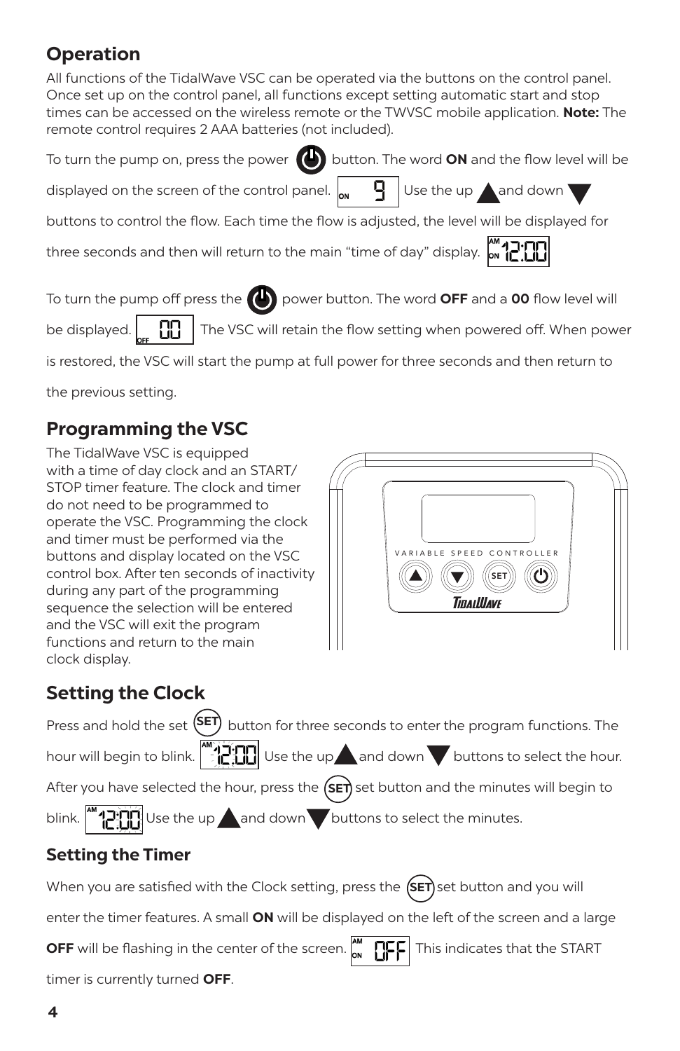## Operation

All functions of the TidalWave VSC can be operated via the buttons on the control panel. Once set up on the control panel, all functions except setting automatic start and stop times can be accessed on the wireless remote or the TWVSC mobile application. **Note:** The remote control requires 2 AAA batteries (not included).

To turn the pump on, press the power button. The word **ON** and the flow level will be displayed on the screen of the control panel. Use the up and down buttons to control the flow. Each time the flow is adjusted, the level will be displayed for three seconds and then will return to the main "time of day" display.

To turn the pump off press the power button. The word **OFF** and a **00** flow level will be displayed. The VSC will retain the flow setting when powered off. When power is restored, the VSC will start the pump at full power for three seconds and then return to the previous setting.

## Programming the VSC

The TidalWave VSC is equipped with a time of day clock and an START/STOP timer feature. The clock and timer do not need to be programmed to operate the VSC. Programming the clock and timer must be performed via the buttons and display located on the VSC control box. After ten seconds of inactivity during any part of the programming sequence the selection will be entered and the VSC will exit the program functions and return to the main clock display.

VARIABLE SPEED CONTROLLER

## Setting the Clock

Press and hold the set button for three seconds to enter the program functions. The hour will begin to blink. Use the up and down buttons to select the hour. After you have selected the hour, press the set button and the minutes will begin to blink. Use the up and down buttons to select the minutes.

### Setting the Timer

When you are satisfied with the Clock setting, press the set button and you will enter the timer features. A small **ON** will be displayed on the left of the screen and a large **OFF** will be flashing in the center of the screen. This indicates that the START timer is currently turned **OFF**.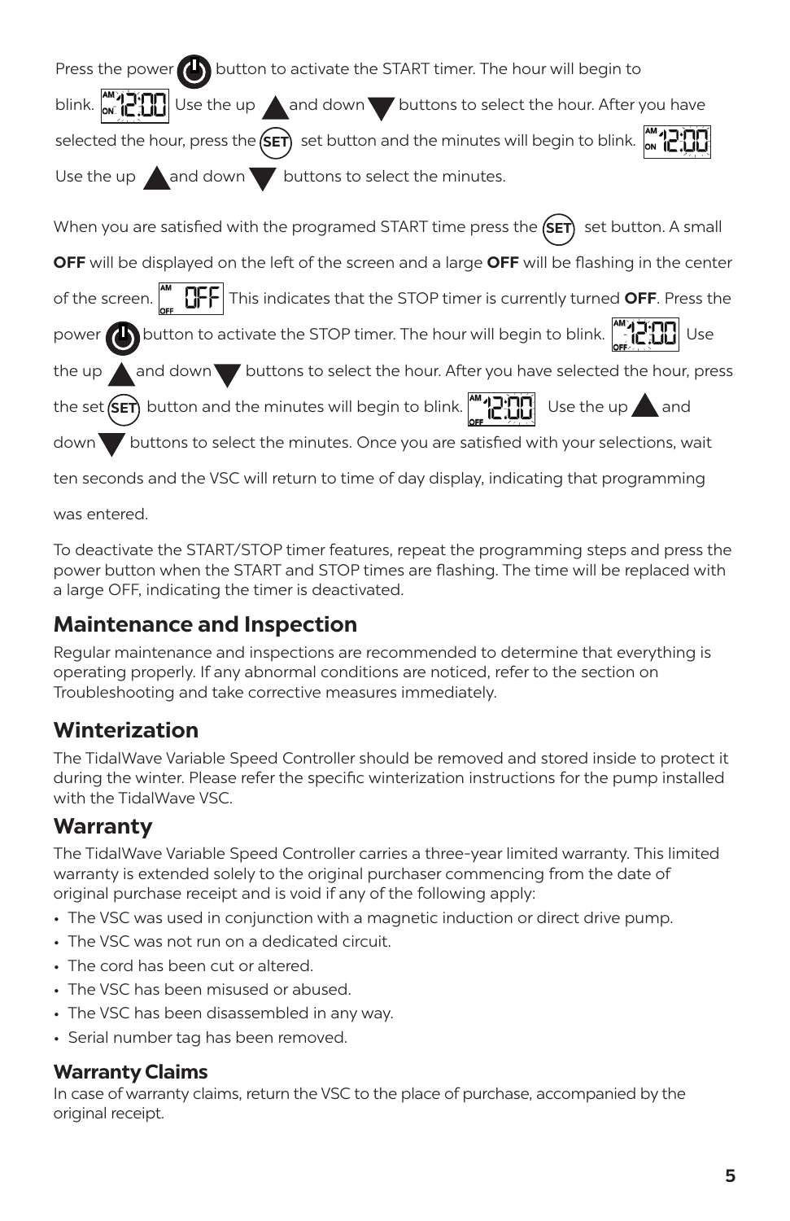Press the power button to activate the START timer. The hour will begin to blink. Use the up and down buttons to select the hour. After you have selected the hour, press the SET set button and the minutes will begin to blink. Use the up and down buttons to select the minutes.

When you are satisfied with the programed START time press the SET set button. A small **OFF** will be displayed on the left of the screen and a large **OFF** will be flashing in the center of the screen. This indicates that the STOP timer is currently turned **OFF**. Press the power button to activate the STOP timer. The hour will begin to blink. Use the up and down buttons to select the hour. After you have selected the hour, press the set SET button and the minutes will begin to blink. Use the up and down buttons to select the minutes. Once you are satisfied with your selections, wait ten seconds and the VSC will return to time of day display, indicating that programming was entered.

To deactivate the START/STOP timer features, repeat the programming steps and press the power button when the START and STOP times are flashing. The time will be replaced with a large OFF, indicating the timer is deactivated.

## Maintenance and Inspection

Regular maintenance and inspections are recommended to determine that everything is operating properly. If any abnormal conditions are noticed, refer to the section on Troubleshooting and take corrective measures immediately.

## Winterization

The TidalWave Variable Speed Controller should be removed and stored inside to protect it during the winter. Please refer the specific winterization instructions for the pump installed with the TidalWave VSC.

## Warranty

The TidalWave Variable Speed Controller carries a three-year limited warranty. This limited warranty is extended solely to the original purchaser commencing from the date of original purchase receipt and is void if any of the following apply:

- The VSC was used in conjunction with a magnetic induction or direct drive pump.
- The VSC was not run on a dedicated circuit.
- The cord has been cut or altered.
- The VSC has been misused or abused.
- The VSC has been disassembled in any way.
- Serial number tag has been removed.

### Warranty Claims

In case of warranty claims, return the VSC to the place of purchase, accompanied by the original receipt.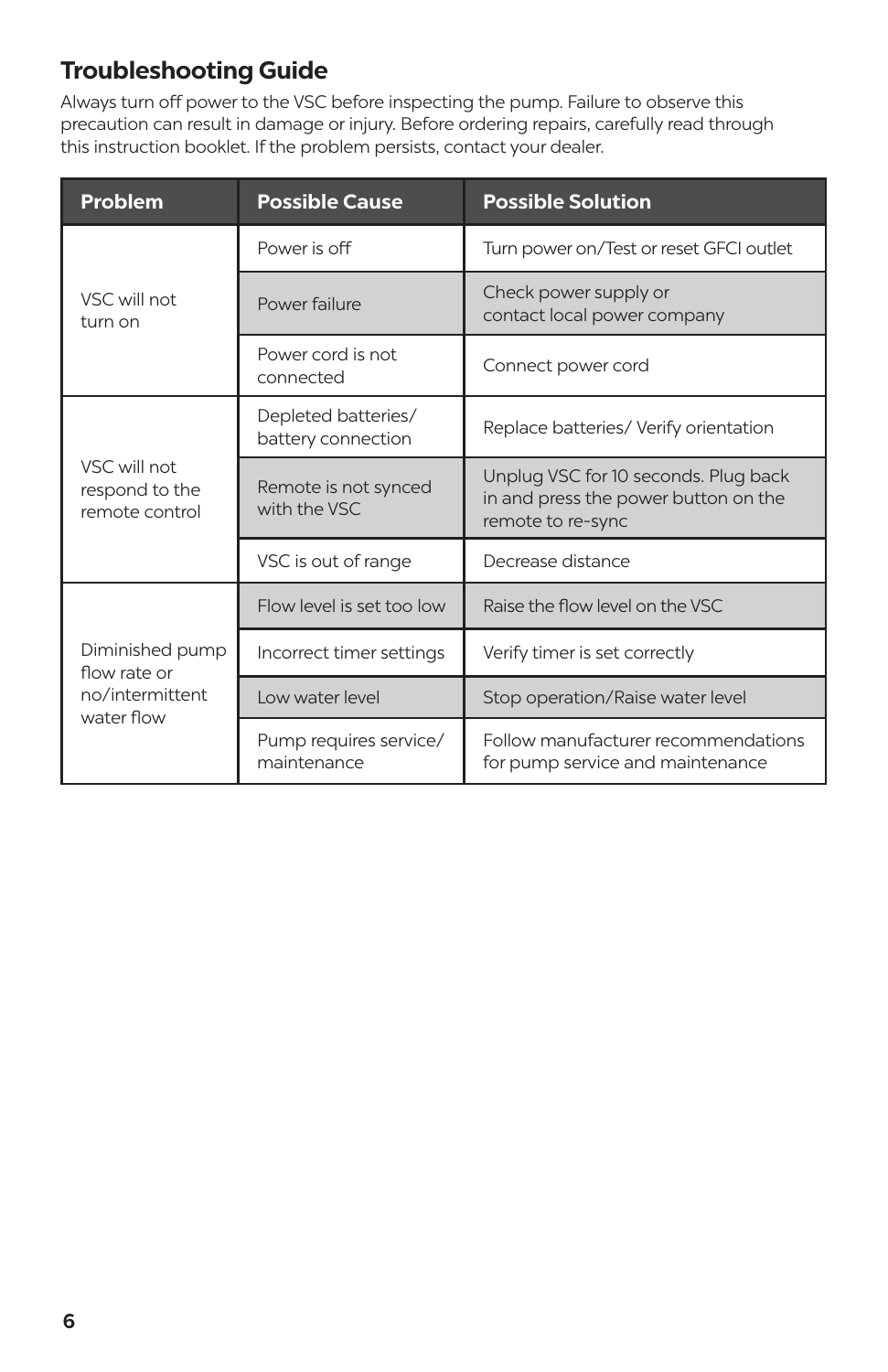## Troubleshooting Guide

Always turn off power to the VSC before inspecting the pump. Failure to observe this precaution can result in damage or injury. Before ordering repairs, carefully read through this instruction booklet. If the problem persists, contact your dealer.

| Problem | Possible Cause | Possible Solution |
|---|---|---|
| VSC will not turn on | Power is off | Turn power on/Test or reset GFCI outlet |
| | Power failure | Check power supply or contact local power company |
| | Power cord is not connected | Connect power cord |
| VSC will not respond to the remote control | Depleted batteries/ battery connection | Replace batteries/ Verify orientation |
| | Remote is not synced with the VSC | Unplug VSC for 10 seconds. Plug back in and press the power button on the remote to re-sync |
| | VSC is out of range | Decrease distance |
| Diminished pump flow rate or no/intermittent water flow | Flow level is set too low | Raise the flow level on the VSC |
| | Incorrect timer settings | Verify timer is set correctly |
| | Low water level | Stop operation/Raise water level |
| | Pump requires service/ maintenance | Follow manufacturer recommendations for pump service and maintenance |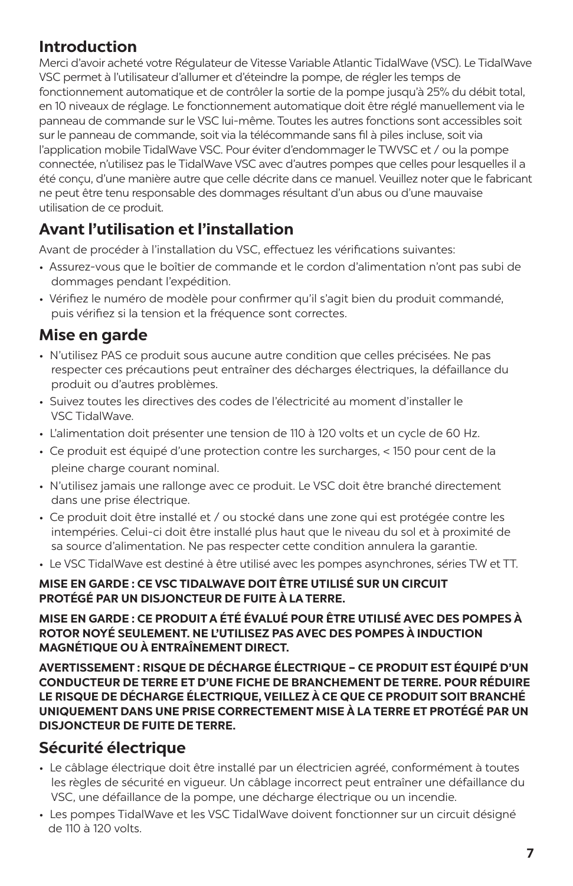## Introduction

Merci d'avoir acheté votre Régulateur de Vitesse Variable Atlantic TidalWave (VSC). Le TidalWave VSC permet à l'utilisateur d'allumer et d'éteindre la pompe, de régler les temps de fonctionnement automatique et de contrôler la sortie de la pompe jusqu'à 25% du débit total, en 10 niveaux de réglage. Le fonctionnement automatique doit être réglé manuellement via le panneau de commande sur le VSC lui-même. Toutes les autres fonctions sont accessibles soit sur le panneau de commande, soit via la télécommande sans fil à piles incluse, soit via l'application mobile TidalWave VSC. Pour éviter d'endommager le TWVSC et / ou la pompe connectée, n'utilisez pas le TidalWave VSC avec d'autres pompes que celles pour lesquelles il a été conçu, d'une manière autre que celle décrite dans ce manuel. Veuillez noter que le fabricant ne peut être tenu responsable des dommages résultant d'un abus ou d'une mauvaise utilisation de ce produit.

## Avant l'utilisation et l'installation

Avant de procéder à l'installation du VSC, effectuez les vérifications suivantes:

- Assurez-vous que le boîtier de commande et le cordon d'alimentation n'ont pas subi de dommages pendant l'expédition.
- Vérifiez le numéro de modèle pour confirmer qu'il s'agit bien du produit commandé, puis vérifiez si la tension et la fréquence sont correctes.

## Mise en garde

- N'utilisez PAS ce produit sous aucune autre condition que celles précisées. Ne pas respecter ces précautions peut entraîner des décharges électriques, la défaillance du produit ou d'autres problèmes.
- Suivez toutes les directives des codes de l'électricité au moment d'installer le VSC TidalWave.
- L'alimentation doit présenter une tension de 110 à 120 volts et un cycle de 60 Hz.
- Ce produit est équipé d'une protection contre les surcharges, < 150 pour cent de la pleine charge courant nominal.
- N'utilisez jamais une rallonge avec ce produit. Le VSC doit être branché directement dans une prise électrique.
- Ce produit doit être installé et / ou stocké dans une zone qui est protégée contre les intempéries. Celui-ci doit être installé plus haut que le niveau du sol et à proximité de sa source d'alimentation. Ne pas respecter cette condition annulera la garantie.
- Le VSC TidalWave est destiné à être utilisé avec les pompes asynchrones, séries TW et TT.

**MISE EN GARDE : CE VSC TIDALWAVE DOIT ÊTRE UTILISÉ SUR UN CIRCUIT PROTÉGÉ PAR UN DISJONCTEUR DE FUITE À LA TERRE.**

**MISE EN GARDE : CE PRODUIT A ÉTÉ ÉVALUÉ POUR ÊTRE UTILISÉ AVEC DES POMPES À ROTOR NOYÉ SEULEMENT. NE L'UTILISEZ PAS AVEC DES POMPES À INDUCTION MAGNÉTIQUE OU À ENTRAÎNEMENT DIRECT.**

**AVERTISSEMENT : RISQUE DE DÉCHARGE ÉLECTRIQUE – CE PRODUIT EST ÉQUIPÉ D'UN CONDUCTEUR DE TERRE ET D'UNE FICHE DE BRANCHEMENT DE TERRE. POUR RÉDUIRE LE RISQUE DE DÉCHARGE ÉLECTRIQUE, VEILLEZ À CE QUE CE PRODUIT SOIT BRANCHÉ UNIQUEMENT DANS UNE PRISE CORRECTEMENT MISE À LA TERRE ET PROTÉGÉ PAR UN DISJONCTEUR DE FUITE DE TERRE.**

## Sécurité électrique

- Le câblage électrique doit être installé par un électricien agréé, conformément à toutes les règles de sécurité en vigueur. Un câblage incorrect peut entraîner une défaillance du VSC, une défaillance de la pompe, une décharge électrique ou un incendie.
- Les pompes TidalWave et les VSC TidalWave doivent fonctionner sur un circuit désigné de 110 à 120 volts.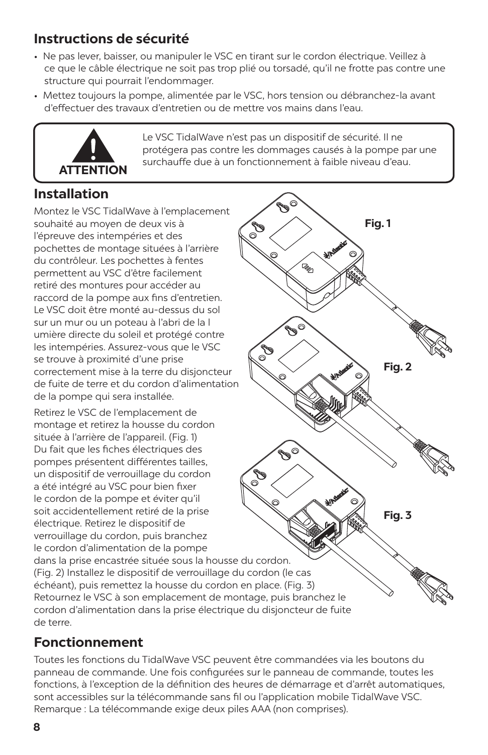## Instructions de sécurité

- Ne pas lever, baisser, ou manipuler le VSC en tirant sur le cordon électrique. Veillez à ce que le câble électrique ne soit pas trop plié ou torsadé, qu'il ne frotte pas contre une structure qui pourrait l'endommager.
- Mettez toujours la pompe, alimentée par le VSC, hors tension ou débranchez-la avant d'effectuer des travaux d'entretien ou de mettre vos mains dans l'eau.

**ATTENTION**

Le VSC TidalWave n'est pas un dispositif de sécurité. Il ne protégera pas contre les dommages causés à la pompe par une surchauffe due à un fonctionnement à faible niveau d'eau.

## Installation

Montez le VSC TidalWave à l'emplacement souhaité au moyen de deux vis à l'épreuve des intempéries et des pochettes de montage situées à l'arrière du contrôleur. Les pochettes à fentes permettent au VSC d'être facilement retiré des montures pour accéder au raccord de la pompe aux fins d'entretien. Le VSC doit être monté au-dessus du sol sur un mur ou un poteau à l'abri de la l umière directe du soleil et protégé contre les intempéries. Assurez-vous que le VSC se trouve à proximité d'une prise correctement mise à la terre du disjoncteur de fuite de terre et du cordon d'alimentation de la pompe qui sera installée.

Retirez le VSC de l'emplacement de montage et retirez la housse du cordon située à l'arrière de l'appareil. (Fig. 1) Du fait que les fiches électriques des pompes présentent différentes tailles, un dispositif de verrouillage du cordon a été intégré au VSC pour bien fixer le cordon de la pompe et éviter qu'il soit accidentellement retiré de la prise électrique. Retirez le dispositif de verrouillage du cordon, puis branchez le cordon d'alimentation de la pompe dans la prise encastrée située sous la housse du cordon. (Fig. 2) Installez le dispositif de verrouillage du cordon (le cas échéant), puis remettez la housse du cordon en place. (Fig. 3) Retournez le VSC à son emplacement de montage, puis branchez le cordon d'alimentation dans la prise électrique du disjoncteur de fuite de terre.

Fig. 1

Fig. 2

Fig. 3

## Fonctionnement

Toutes les fonctions du TidalWave VSC peuvent être commandées via les boutons du panneau de commande. Une fois configurées sur le panneau de commande, toutes les fonctions, à l'exception de la définition des heures de démarrage et d'arrêt automatiques, sont accessibles sur la télécommande sans fil ou l'application mobile TidalWave VSC. Remarque : La télécommande exige deux piles AAA (non comprises).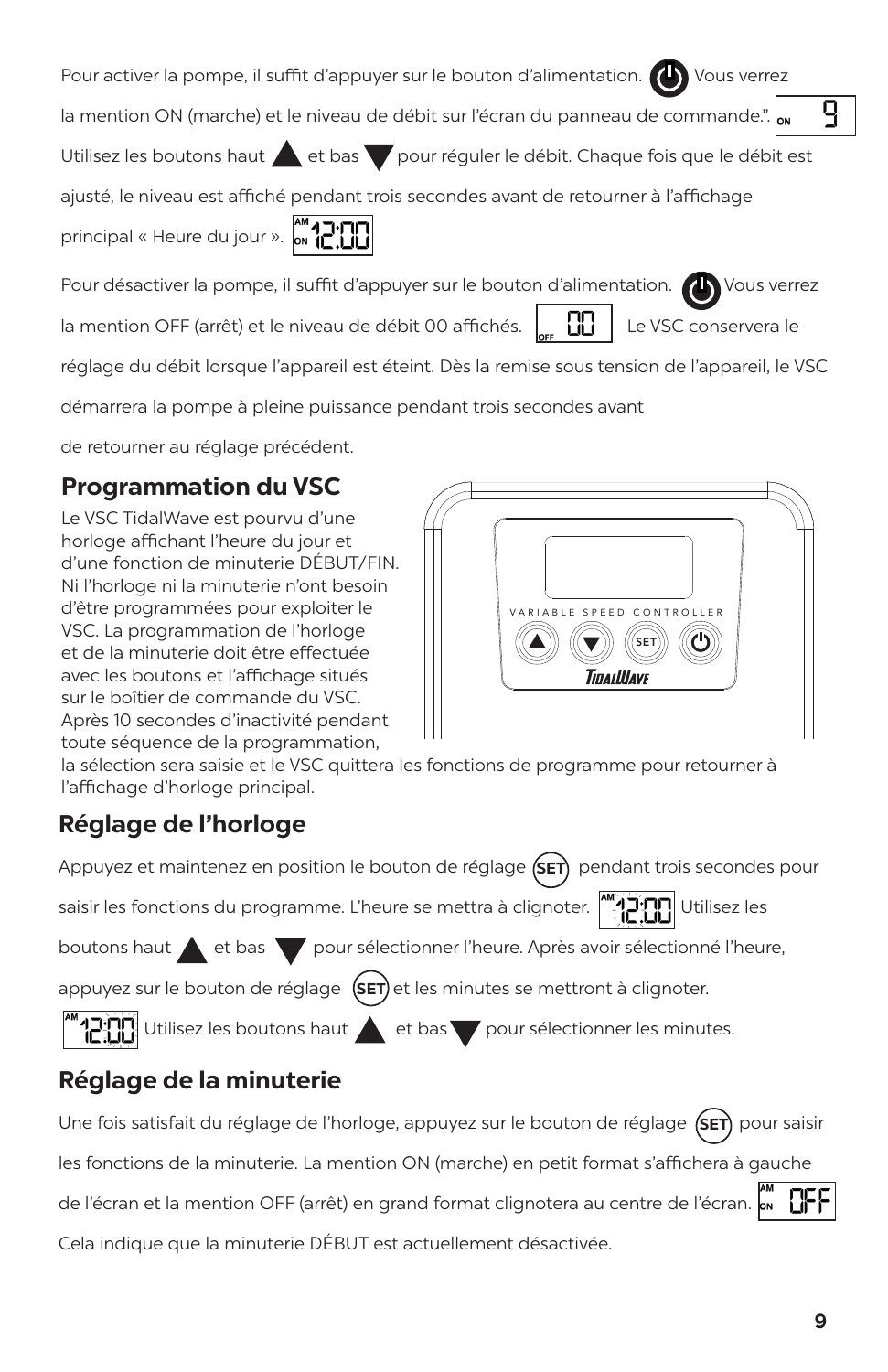Pour activer la pompe, il suffit d'appuyer sur le bouton d'alimentation. Vous verrez la mention ON (marche) et le niveau de débit sur l'écran du panneau de commande.". Utilisez les boutons haut et bas pour réguler le débit. Chaque fois que le débit est ajusté, le niveau est affiché pendant trois secondes avant de retourner à l'affichage principal « Heure du jour ».

Pour désactiver la pompe, il suffit d'appuyer sur le bouton d'alimentation. Vous verrez la mention OFF (arrêt) et le niveau de débit 00 affichés. Le VSC conservera le réglage du débit lorsque l'appareil est éteint. Dès la remise sous tension de l'appareil, le VSC démarrera la pompe à pleine puissance pendant trois secondes avant de retourner au réglage précédent.

## Programmation du VSC

Le VSC TidalWave est pourvu d'une horloge affichant l'heure du jour et d'une fonction de minuterie DÉBUT/FIN. Ni l'horloge ni la minuterie n'ont besoin d'être programmées pour exploiter le VSC. La programmation de l'horloge et de la minuterie doit être effectuée avec les boutons et l'affichage situés sur le boîtier de commande du VSC. Après 10 secondes d'inactivité pendant toute séquence de la programmation, la sélection sera saisie et le VSC quittera les fonctions de programme pour retourner à l'affichage d'horloge principal.

## Réglage de l'horloge

Appuyez et maintenez en position le bouton de réglage SET pendant trois secondes pour saisir les fonctions du programme. L'heure se mettra à clignoter. Utilisez les boutons haut et bas pour sélectionner l'heure. Après avoir sélectionné l'heure, appuyez sur le bouton de réglage SET et les minutes se mettront à clignoter. Utilisez les boutons haut et bas pour sélectionner les minutes.

## Réglage de la minuterie

Une fois satisfait du réglage de l'horloge, appuyez sur le bouton de réglage SET pour saisir les fonctions de la minuterie. La mention ON (marche) en petit format s'affichera à gauche de l'écran et la mention OFF (arrêt) en grand format clignotera au centre de l'écran. Cela indique que la minuterie DÉBUT est actuellement désactivée.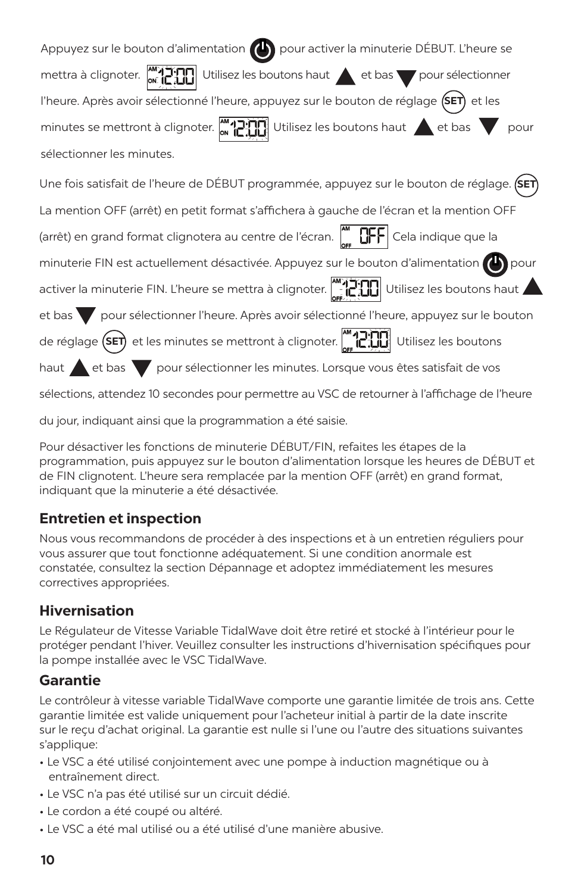Appuyez sur le bouton d'alimentation pour activer la minuterie DÉBUT. L'heure se mettra à clignoter. Utilisez les boutons haut ▲ et bas ▼ pour sélectionner l'heure. Après avoir sélectionné l'heure, appuyez sur le bouton de réglage SET et les minutes se mettront à clignoter. Utilisez les boutons haut ▲ et bas ▼ pour sélectionner les minutes.

Une fois satisfait de l'heure de DÉBUT programmée, appuyez sur le bouton de réglage. SET La mention OFF (arrêt) en petit format s'affichera à gauche de l'écran et la mention OFF (arrêt) en grand format clignotera au centre de l'écran. Cela indique que la minuterie FIN est actuellement désactivée. Appuyez sur le bouton d'alimentation pour activer la minuterie FIN. L'heure se mettra à clignoter. Utilisez les boutons haut ▲ et bas ▼ pour sélectionner l'heure. Après avoir sélectionné l'heure, appuyez sur le bouton de réglage SET et les minutes se mettront à clignoter. Utilisez les boutons haut ▲ et bas ▼ pour sélectionner les minutes. Lorsque vous êtes satisfait de vos sélections, attendez 10 secondes pour permettre au VSC de retourner à l'affichage de l'heure du jour, indiquant ainsi que la programmation a été saisie.

Pour désactiver les fonctions de minuterie DÉBUT/FIN, refaites les étapes de la programmation, puis appuyez sur le bouton d'alimentation lorsque les heures de DÉBUT et de FIN clignotent. L'heure sera remplacée par la mention OFF (arrêt) en grand format, indiquant que la minuterie a été désactivée.

## Entretien et inspection

Nous vous recommandons de procéder à des inspections et à un entretien réguliers pour vous assurer que tout fonctionne adéquatement. Si une condition anormale est constatée, consultez la section Dépannage et adoptez immédiatement les mesures correctives appropriées.

## Hivernisation

Le Régulateur de Vitesse Variable TidalWave doit être retiré et stocké à l'intérieur pour le protéger pendant l'hiver. Veuillez consulter les instructions d'hivernisation spécifiques pour la pompe installée avec le VSC TidalWave.

## Garantie

Le contrôleur à vitesse variable TidalWave comporte une garantie limitée de trois ans. Cette garantie limitée est valide uniquement pour l'acheteur initial à partir de la date inscrite sur le reçu d'achat original. La garantie est nulle si l'une ou l'autre des situations suivantes s'applique:

- Le VSC a été utilisé conjointement avec une pompe à induction magnétique ou à entraînement direct.
- Le VSC n'a pas été utilisé sur un circuit dédié.
- Le cordon a été coupé ou altéré.
- Le VSC a été mal utilisé ou a été utilisé d'une manière abusive.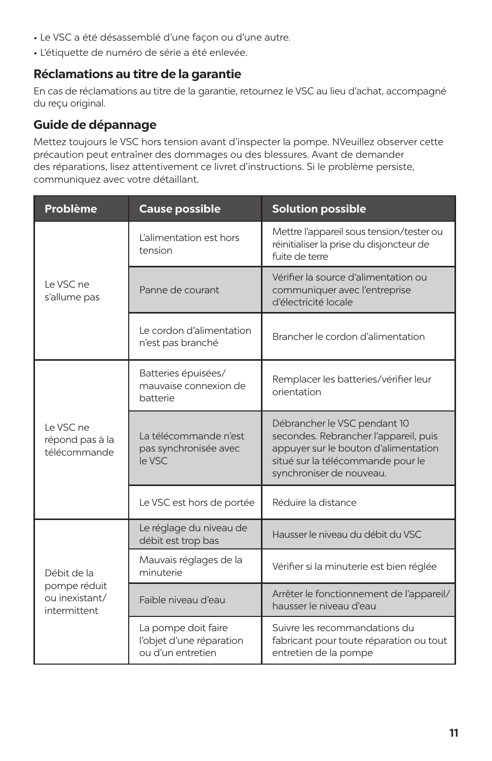- Le VSC a été désassemblé d'une façon ou d'une autre.
- L'étiquette de numéro de série a été enlevée.

## Réclamations au titre de la garantie

En cas de réclamations au titre de la garantie, retournez le VSC au lieu d'achat, accompagné du reçu original.

## Guide de dépannage

Mettez toujours le VSC hors tension avant d'inspecter la pompe. NVeuillez observer cette précaution peut entraîner des dommages ou des blessures. Avant de demander des réparations, lisez attentivement ce livret d'instructions. Si le problème persiste, communiquez avec votre détaillant.

| Problème | Cause possible | Solution possible |
|---|---|---|
| Le VSC ne s'allume pas | L'alimentation est hors tension | Mettre l'appareil sous tension/tester ou réinitialiser la prise du disjoncteur de fuite de terre |
| | Panne de courant | Vérifier la source d'alimentation ou communiquer avec l'entreprise d'électricité locale |
| | Le cordon d'alimentation n'est pas branché | Brancher le cordon d'alimentation |
| Le VSC ne répond pas à la télécommande | Batteries épuisées/ mauvaise connexion de batterie | Remplacer les batteries/vérifier leur orientation |
| | La télécommande n'est pas synchronisée avec le VSC | Débrancher le VSC pendant 10 secondes. Rebrancher l'appareil, puis appuyer sur le bouton d'alimentation situé sur la télécommande pour le synchroniser de nouveau. |
| | Le VSC est hors de portée | Réduire la distance |
| Débit de la pompe réduit ou inexistant/ intermittent | Le réglage du niveau de débit est trop bas | Hausser le niveau du débit du VSC |
| | Mauvais réglages de la minuterie | Vérifier si la minuterie est bien réglée |
| | Faible niveau d'eau | Arrêter le fonctionnement de l'appareil/ hausser le niveau d'eau |
| | La pompe doit faire l'objet d'une réparation ou d'un entretien | Suivre les recommandations du fabricant pour toute réparation ou tout entretien de la pompe |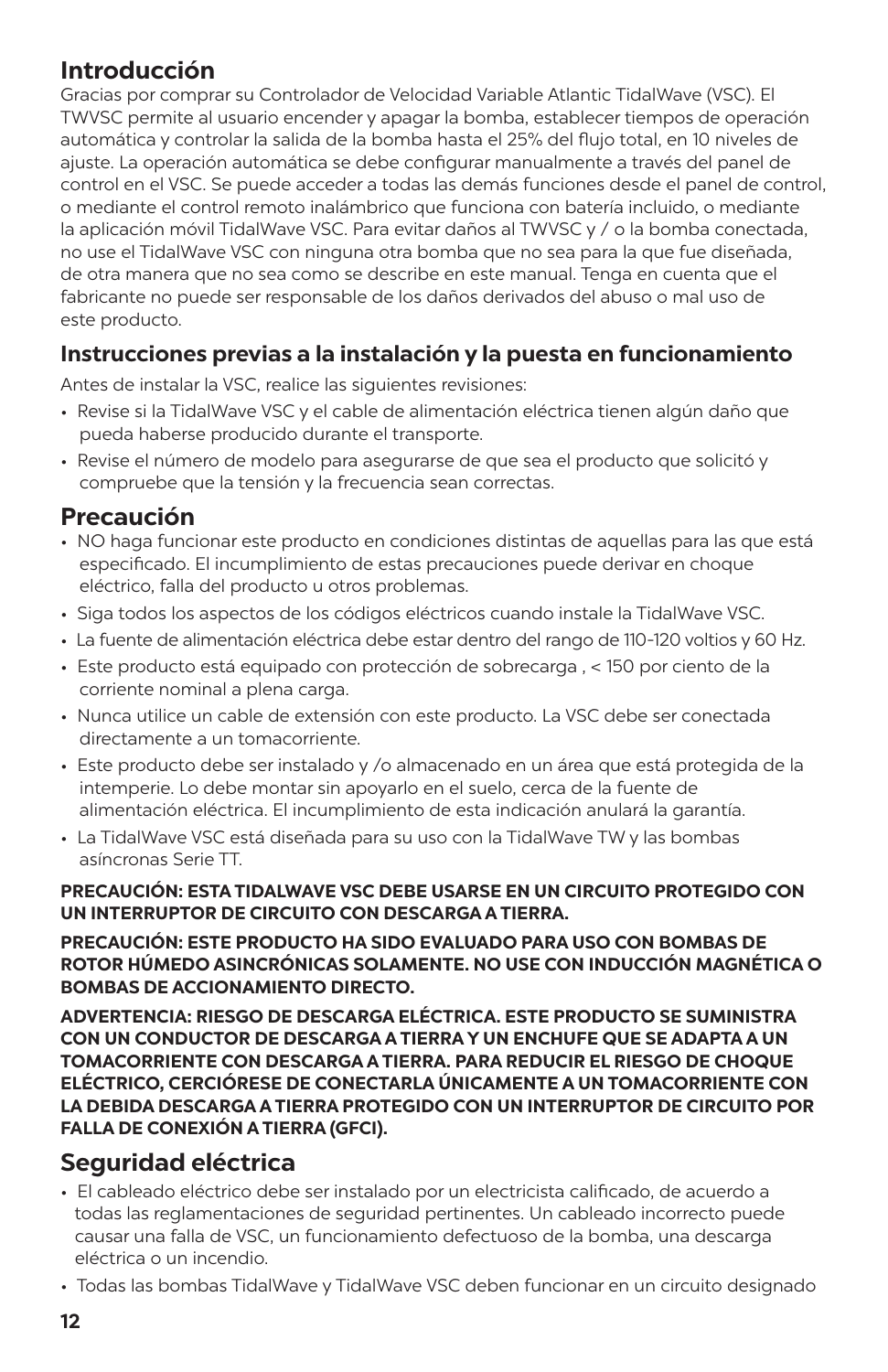## Introducción

Gracias por comprar su Controlador de Velocidad Variable Atlantic TidalWave (VSC). El TWVSC permite al usuario encender y apagar la bomba, establecer tiempos de operación automática y controlar la salida de la bomba hasta el 25% del flujo total, en 10 niveles de ajuste. La operación automática se debe configurar manualmente a través del panel de control en el VSC. Se puede acceder a todas las demás funciones desde el panel de control, o mediante el control remoto inalámbrico que funciona con batería incluido, o mediante la aplicación móvil TidalWave VSC. Para evitar daños al TWVSC y / o la bomba conectada, no use el TidalWave VSC con ninguna otra bomba que no sea para la que fue diseñada, de otra manera que no sea como se describe en este manual. Tenga en cuenta que el fabricante no puede ser responsable de los daños derivados del abuso o mal uso de este producto.

### Instrucciones previas a la instalación y la puesta en funcionamiento

Antes de instalar la VSC, realice las siguientes revisiones:

- Revise si la TidalWave VSC y el cable de alimentación eléctrica tienen algún daño que pueda haberse producido durante el transporte.
- Revise el número de modelo para asegurarse de que sea el producto que solicitó y compruebe que la tensión y la frecuencia sean correctas.

## Precaución

- NO haga funcionar este producto en condiciones distintas de aquellas para las que está especificado. El incumplimiento de estas precauciones puede derivar en choque eléctrico, falla del producto u otros problemas.
- Siga todos los aspectos de los códigos eléctricos cuando instale la TidalWave VSC.
- La fuente de alimentación eléctrica debe estar dentro del rango de 110-120 voltios y 60 Hz.
- Este producto está equipado con protección de sobrecarga , < 150 por ciento de la corriente nominal a plena carga.
- Nunca utilice un cable de extensión con este producto. La VSC debe ser conectada directamente a un tomacorriente.
- Este producto debe ser instalado y /o almacenado en un área que está protegida de la intemperie. Lo debe montar sin apoyarlo en el suelo, cerca de la fuente de alimentación eléctrica. El incumplimiento de esta indicación anulará la garantía.
- La TidalWave VSC está diseñada para su uso con la TidalWave TW y las bombas asíncronas Serie TT.

**PRECAUCIÓN: ESTA TIDALWAVE VSC DEBE USARSE EN UN CIRCUITO PROTEGIDO CON UN INTERRUPTOR DE CIRCUITO CON DESCARGA A TIERRA.**

**PRECAUCIÓN: ESTE PRODUCTO HA SIDO EVALUADO PARA USO CON BOMBAS DE ROTOR HÚMEDO ASINCRÓNICAS SOLAMENTE. NO USE CON INDUCCIÓN MAGNÉTICA O BOMBAS DE ACCIONAMIENTO DIRECTO.**

**ADVERTENCIA: RIESGO DE DESCARGA ELÉCTRICA. ESTE PRODUCTO SE SUMINISTRA CON UN CONDUCTOR DE DESCARGA A TIERRA Y UN ENCHUFE QUE SE ADAPTA A UN TOMACORRIENTE CON DESCARGA A TIERRA. PARA REDUCIR EL RIESGO DE CHOQUE ELÉCTRICO, CERCIÓRESE DE CONECTARLA ÚNICAMENTE A UN TOMACORRIENTE CON LA DEBIDA DESCARGA A TIERRA PROTEGIDO CON UN INTERRUPTOR DE CIRCUITO POR FALLA DE CONEXIÓN A TIERRA (GFCI).**

## Seguridad eléctrica

- El cableado eléctrico debe ser instalado por un electricista calificado, de acuerdo a todas las reglamentaciones de seguridad pertinentes. Un cableado incorrecto puede causar una falla de VSC, un funcionamiento defectuoso de la bomba, una descarga eléctrica o un incendio.
- Todas las bombas TidalWave y TidalWave VSC deben funcionar en un circuito designado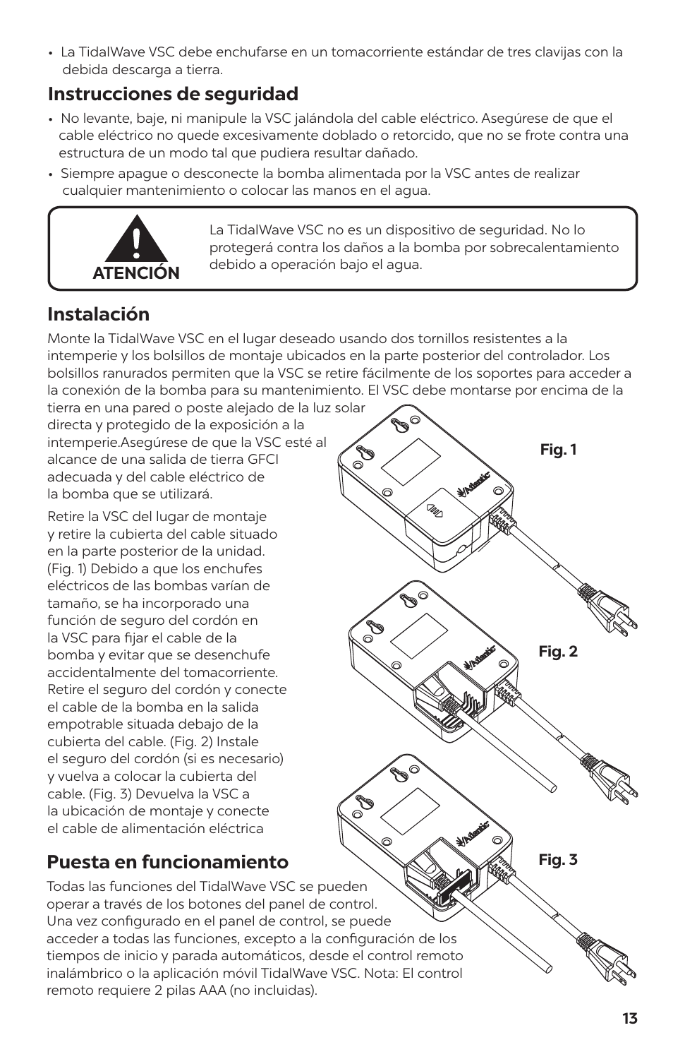- La TidalWave VSC debe enchufarse en un tomacorriente estándar de tres clavijas con la debida descarga a tierra.

## Instrucciones de seguridad

- No levante, baje, ni manipule la VSC jalándola del cable eléctrico. Asegúrese de que el cable eléctrico no quede excesivamente doblado o retorcido, que no se frote contra una estructura de un modo tal que pudiera resultar dañado.
- Siempre apague o desconecte la bomba alimentada por la VSC antes de realizar cualquier mantenimiento o colocar las manos en el agua.

**ATENCIÓN**

La TidalWave VSC no es un dispositivo de seguridad. No lo protegerá contra los daños a la bomba por sobrecalentamiento debido a operación bajo el agua.

## Instalación

Monte la TidalWave VSC en el lugar deseado usando dos tornillos resistentes a la intemperie y los bolsillos de montaje ubicados en la parte posterior del controlador. Los bolsillos ranurados permiten que la VSC se retire fácilmente de los soportes para acceder a la conexión de la bomba para su mantenimiento. El VSC debe montarse por encima de la tierra en una pared o poste alejado de la luz solar directa y protegido de la exposición a la intemperie.Asegúrese de que la VSC esté al alcance de una salida de tierra GFCI adecuada y del cable eléctrico de la bomba que se utilizará.

Retire la VSC del lugar de montaje y retire la cubierta del cable situado en la parte posterior de la unidad. (Fig. 1) Debido a que los enchufes eléctricos de las bombas varían de tamaño, se ha incorporado una función de seguro del cordón en la VSC para fijar el cable de la bomba y evitar que se desenchufe accidentalmente del tomacorriente. Retire el seguro del cordón y conecte el cable de la bomba en la salida empotrable situada debajo de la cubierta del cable. (Fig. 2) Instale el seguro del cordón (si es necesario) y vuelva a colocar la cubierta del cable. (Fig. 3) Devuelva la VSC a la ubicación de montaje y conecte el cable de alimentación eléctrica

Fig. 1

Fig. 2

Fig. 3

## Puesta en funcionamiento

Todas las funciones del TidalWave VSC se pueden operar a través de los botones del panel de control. Una vez configurado en el panel de control, se puede acceder a todas las funciones, excepto a la configuración de los tiempos de inicio y parada automáticos, desde el control remoto inalámbrico o la aplicación móvil TidalWave VSC. Nota: El control remoto requiere 2 pilas AAA (no incluidas).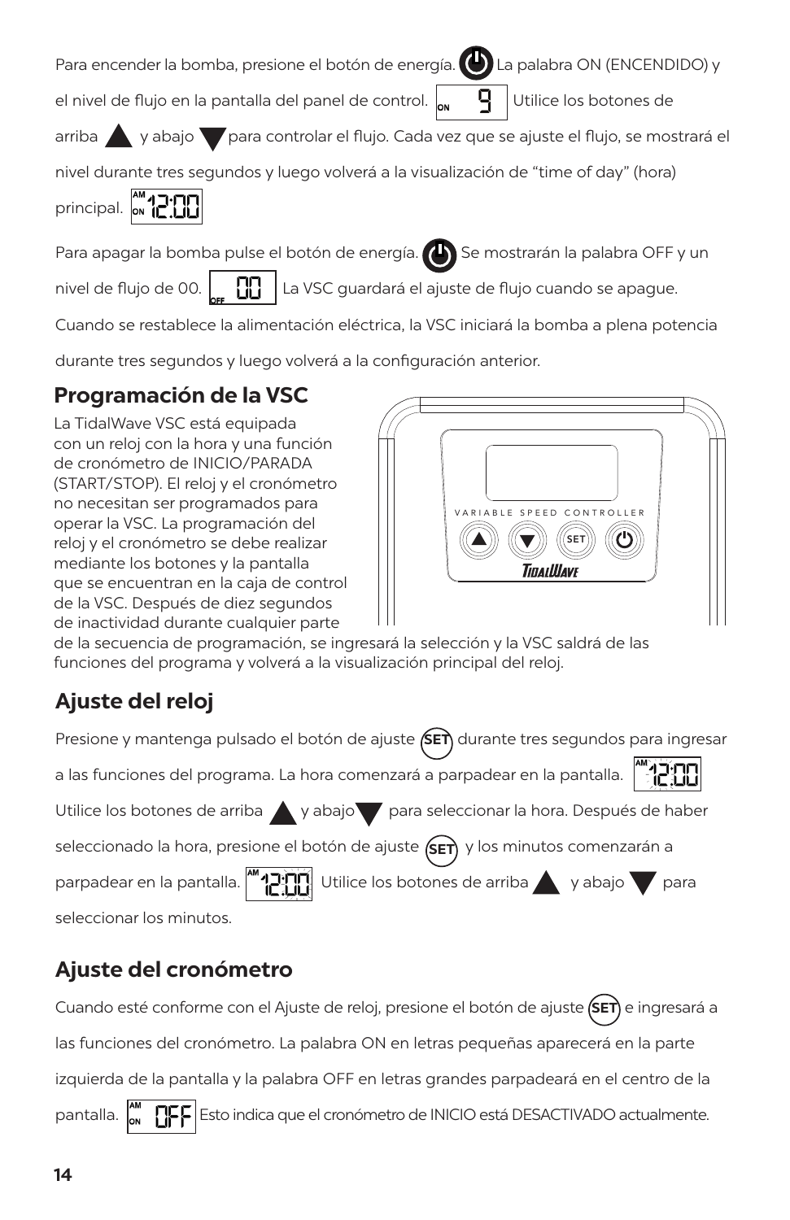Para encender la bomba, presione el botón de energía. La palabra ON (ENCENDIDO) y el nivel de flujo en la pantalla del panel de control. Utilice los botones de arriba y abajo para controlar el flujo. Cada vez que se ajuste el flujo, se mostrará el nivel durante tres segundos y luego volverá a la visualización de "time of day" (hora) principal.

Para apagar la bomba pulse el botón de energía. Se mostrarán la palabra OFF y un nivel de flujo de 00. La VSC guardará el ajuste de flujo cuando se apague. Cuando se restablece la alimentación eléctrica, la VSC iniciará la bomba a plena potencia durante tres segundos y luego volverá a la configuración anterior.

## Programación de la VSC

La TidalWave VSC está equipada con un reloj con la hora y una función de cronómetro de INICIO/PARADA (START/STOP). El reloj y el cronómetro no necesitan ser programados para operar la VSC. La programación del reloj y el cronómetro se debe realizar mediante los botones y la pantalla que se encuentran en la caja de control de la VSC. Después de diez segundos de inactividad durante cualquier parte de la secuencia de programación, se ingresará la selección y la VSC saldrá de las funciones del programa y volverá a la visualización principal del reloj.

## Ajuste del reloj

Presione y mantenga pulsado el botón de ajuste SET durante tres segundos para ingresar a las funciones del programa. La hora comenzará a parpadear en la pantalla. Utilice los botones de arriba y abajo para seleccionar la hora. Después de haber seleccionado la hora, presione el botón de ajuste SET y los minutos comenzarán a parpadear en la pantalla. Utilice los botones de arriba y abajo para seleccionar los minutos.

## Ajuste del cronómetro

Cuando esté conforme con el Ajuste de reloj, presione el botón de ajuste SET e ingresará a las funciones del cronómetro. La palabra ON en letras pequeñas aparecerá en la parte izquierda de la pantalla y la palabra OFF en letras grandes parpadeará en el centro de la pantalla. Esto indica que el cronómetro de INICIO está DESACTIVADO actualmente.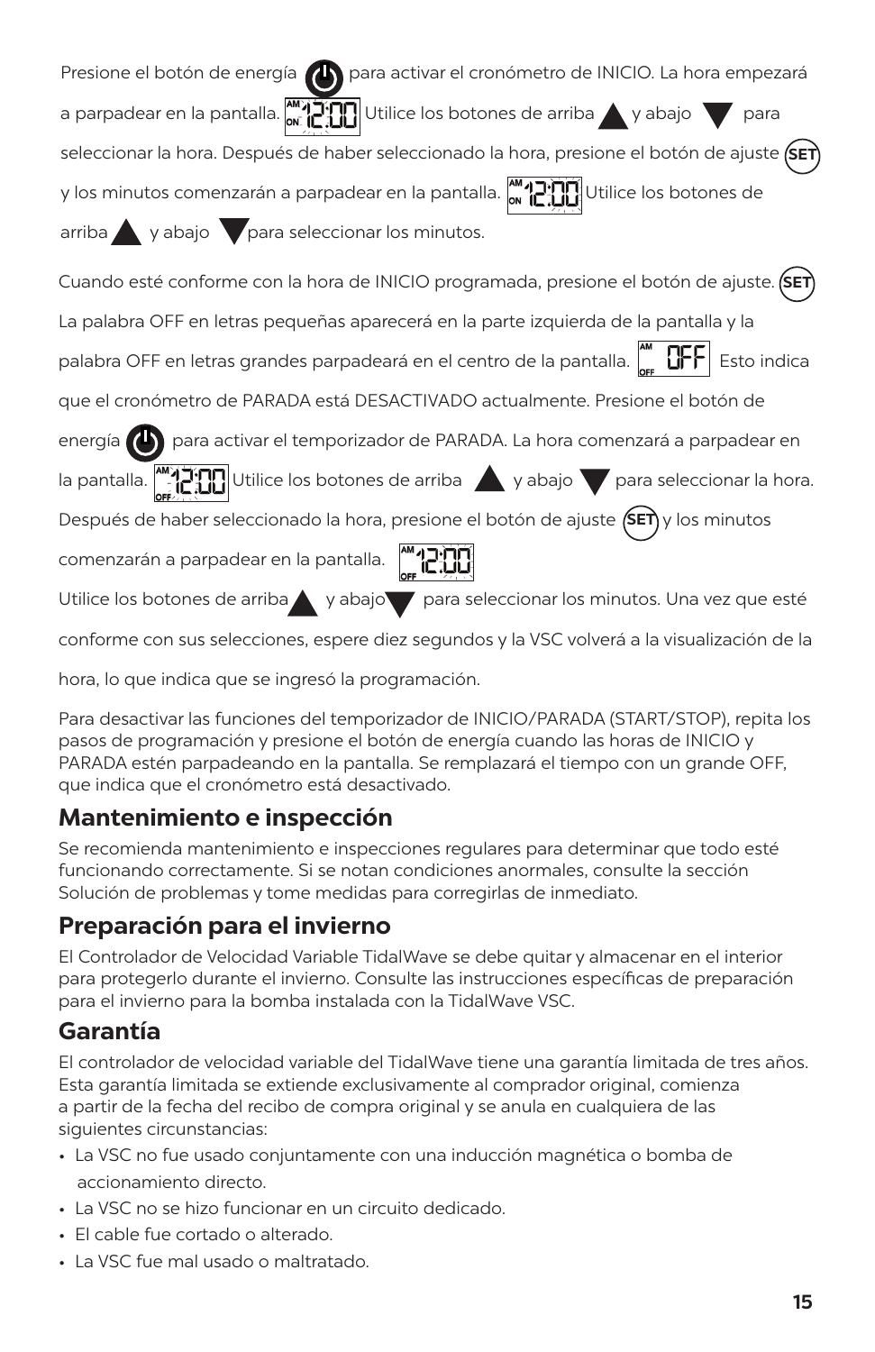Presione el botón de energía para activar el cronómetro de INICIO. La hora empezará a parpadear en la pantalla. Utilice los botones de arriba y abajo para seleccionar la hora. Después de haber seleccionado la hora, presione el botón de ajuste SET y los minutos comenzarán a parpadear en la pantalla. Utilice los botones de arriba y abajo para seleccionar los minutos.

Cuando esté conforme con la hora de INICIO programada, presione el botón de ajuste. SET La palabra OFF en letras pequeñas aparecerá en la parte izquierda de la pantalla y la palabra OFF en letras grandes parpadeará en el centro de la pantalla. Esto indica que el cronómetro de PARADA está DESACTIVADO actualmente. Presione el botón de energía para activar el temporizador de PARADA. La hora comenzará a parpadear en la pantalla. Utilice los botones de arriba y abajo para seleccionar la hora. Después de haber seleccionado la hora, presione el botón de ajuste SET y los minutos comenzarán a parpadear en la pantalla.
Utilice los botones de arriba y abajo para seleccionar los minutos. Una vez que esté conforme con sus selecciones, espere diez segundos y la VSC volverá a la visualización de la hora, lo que indica que se ingresó la programación.

Para desactivar las funciones del temporizador de INICIO/PARADA (START/STOP), repita los pasos de programación y presione el botón de energía cuando las horas de INICIO y PARADA estén parpadeando en la pantalla. Se remplazará el tiempo con un grande OFF, que indica que el cronómetro está desactivado.

## Mantenimiento e inspección

Se recomienda mantenimiento e inspecciones regulares para determinar que todo esté funcionando correctamente. Si se notan condiciones anormales, consulte la sección Solución de problemas y tome medidas para corregirlas de inmediato.

## Preparación para el invierno

El Controlador de Velocidad Variable TidalWave se debe quitar y almacenar en el interior para protegerlo durante el invierno. Consulte las instrucciones específicas de preparación para el invierno para la bomba instalada con la TidalWave VSC.

## Garantía

El controlador de velocidad variable del TidalWave tiene una garantía limitada de tres años. Esta garantía limitada se extiende exclusivamente al comprador original, comienza a partir de la fecha del recibo de compra original y se anula en cualquiera de las siguientes circunstancias:

- La VSC no fue usado conjuntamente con una inducción magnética o bomba de accionamiento directo.
- La VSC no se hizo funcionar en un circuito dedicado.
- El cable fue cortado o alterado.
- La VSC fue mal usado o maltratado.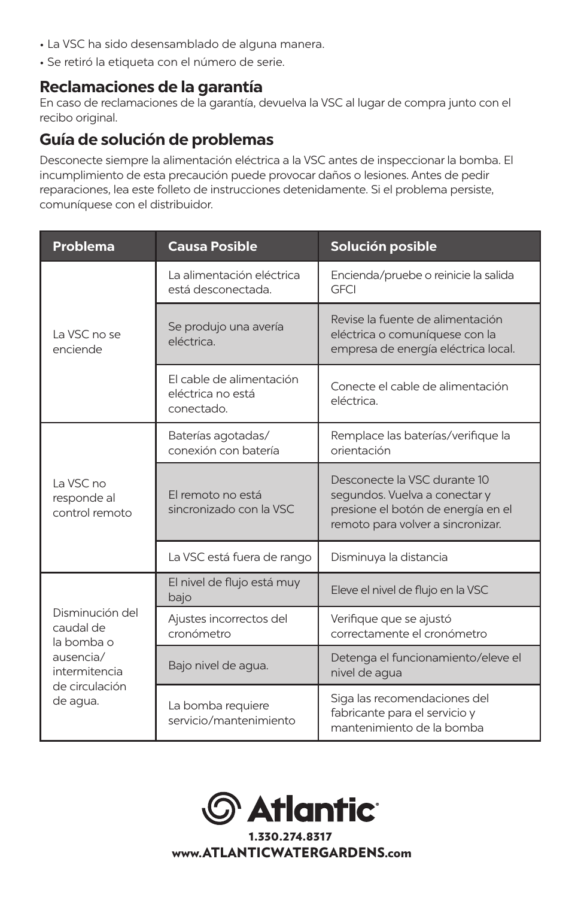- La VSC ha sido desensamblado de alguna manera.
- Se retiró la etiqueta con el número de serie.

## Reclamaciones de la garantía

En caso de reclamaciones de la garantía, devuelva la VSC al lugar de compra junto con el recibo original.

## Guía de solución de problemas

Desconecte siempre la alimentación eléctrica a la VSC antes de inspeccionar la bomba. El incumplimiento de esta precaución puede provocar daños o lesiones. Antes de pedir reparaciones, lea este folleto de instrucciones detenidamente. Si el problema persiste, comuníquese con el distribuidor.

| Problema | Causa Posible | Solución posible |
|---|---|---|
| La VSC no se enciende | La alimentación eléctrica está desconectada. | Encienda/pruebe o reinicie la salida GFCI |
| | Se produjo una avería eléctrica. | Revise la fuente de alimentación eléctrica o comuníquese con la empresa de energía eléctrica local. |
| | El cable de alimentación eléctrica no está conectado. | Conecte el cable de alimentación eléctrica. |
| La VSC no responde al control remoto | Baterías agotadas/ conexión con batería | Remplace las baterías/verifique la orientación |
| | El remoto no está sincronizado con la VSC | Desconecte la VSC durante 10 segundos. Vuelva a conectar y presione el botón de energía en el remoto para volver a sincronizar. |
| | La VSC está fuera de rango | Disminuya la distancia |
| Disminución del caudal de la bomba o ausencia/ intermitencia de circulación de agua. | El nivel de flujo está muy bajo | Eleve el nivel de flujo en la VSC |
| | Ajustes incorrectos del cronómetro | Verifique que se ajustó correctamente el cronómetro |
| | Bajo nivel de agua. | Detenga el funcionamiento/eleve el nivel de agua |
| | La bomba requiere servicio/mantenimiento | Siga las recomendaciones del fabricante para el servicio y mantenimiento de la bomba |

**Atlantic**

**1.330.274.8317**

**www.ATLANTICWATERGARDENS.com**